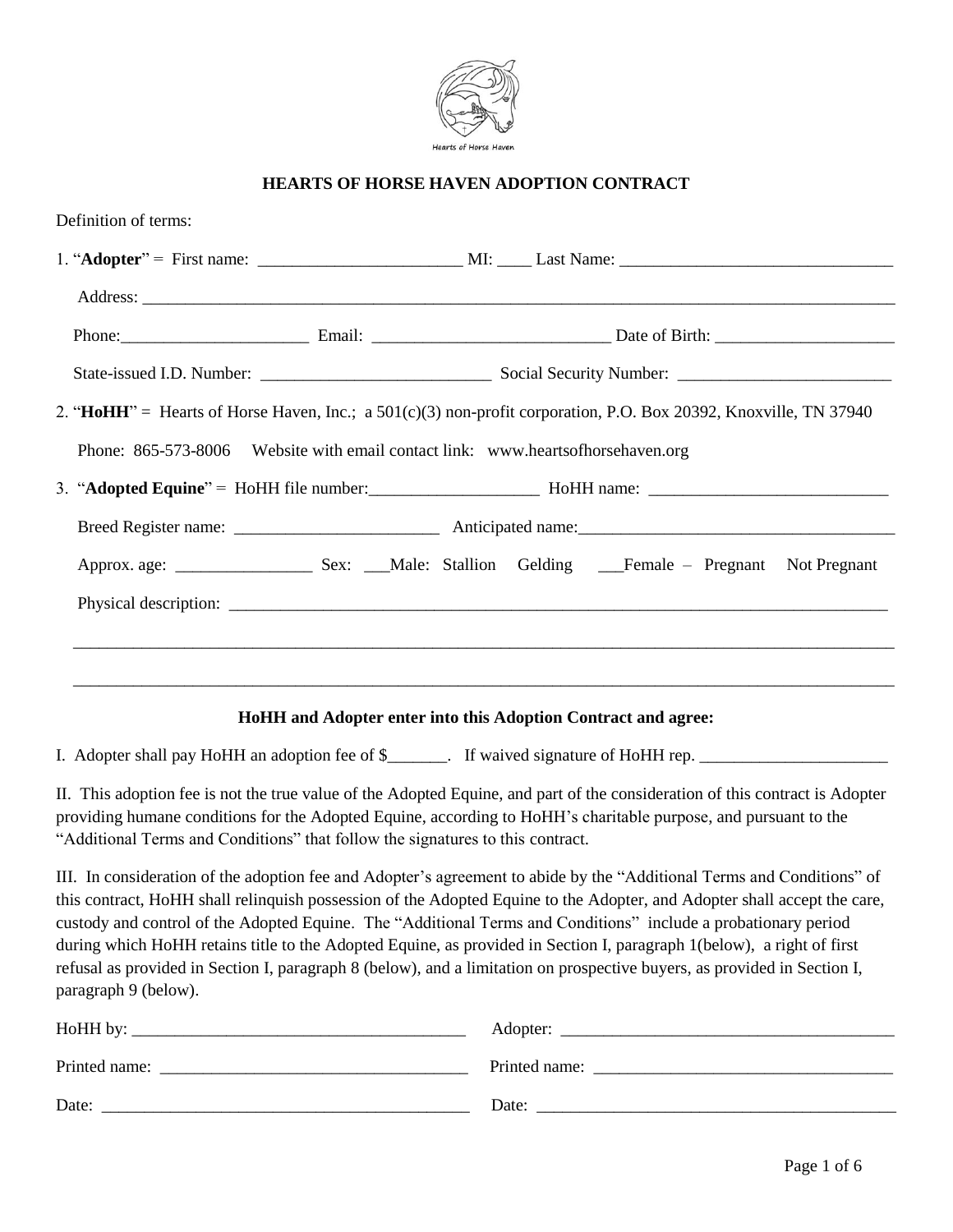Hearts of Horse Haven

# HEARTS OF HORSE HAVEN ADOPTION CONTRACT

Definition of terms:

1. "**Adopter**" = First name: ________________________ MI: ____ Last Name: ________________________________

   Address: ________________________________________________________________________________________

   Phone:______________________ Email: ___________________________ Date of Birth: _____________________

   State-issued I.D. Number: ___________________________ Social Security Number: _________________________

2. "**HoHH**" = Hearts of Horse Haven, Inc.; a 501(c)(3) non-profit corporation, P.O. Box 20392, Knoxville, TN 37940

   Phone: 865-573-8006 Website with email contact link: www.heartsofhorsehaven.org

3. "**Adopted Equine**" = HoHH file number:____________________ HoHH name: ____________________________

   Breed Register name: ________________________ Anticipated name:______________________________________

   Approx. age: ________________ Sex: ___Male: Stallion Gelding ___Female – Pregnant Not Pregnant

   Physical description: ________________________________________________________________________________

   ______________________________________________________________________________________________

   ______________________________________________________________________________________________

**HoHH and Adopter enter into this Adoption Contract and agree:**

I. Adopter shall pay HoHH an adoption fee of $_______. If waived signature of HoHH rep. ______________________

II. This adoption fee is not the true value of the Adopted Equine, and part of the consideration of this contract is Adopter providing humane conditions for the Adopted Equine, according to HoHH's charitable purpose, and pursuant to the "Additional Terms and Conditions" that follow the signatures to this contract.

III. In consideration of the adoption fee and Adopter's agreement to abide by the "Additional Terms and Conditions" of this contract, HoHH shall relinquish possession of the Adopted Equine to the Adopter, and Adopter shall accept the care, custody and control of the Adopted Equine. The "Additional Terms and Conditions" include a probationary period during which HoHH retains title to the Adopted Equine, as provided in Section I, paragraph 1(below), a right of first refusal as provided in Section I, paragraph 8 (below), and a limitation on prospective buyers, as provided in Section I, paragraph 9 (below).

HoHH by: ________________________________________ Adopter: ________________________________________

Printed name: ____________________________________ Printed name: ___________________________________

Date: ___________________________________________ Date: __________________________________________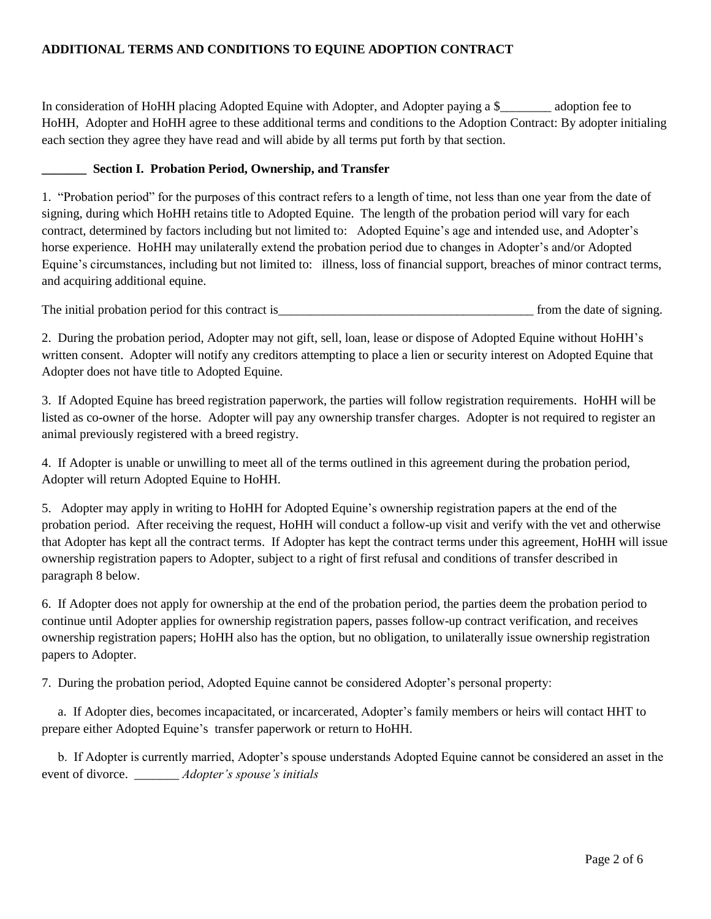**ADDITIONAL TERMS AND CONDITIONS TO EQUINE ADOPTION CONTRACT**

In consideration of HoHH placing Adopted Equine with Adopter, and Adopter paying a $________ adoption fee to HoHH, Adopter and HoHH agree to these additional terms and conditions to the Adoption Contract: By adopter initialing each section they agree they have read and will abide by all terms put forth by that section.

**_______ Section I. Probation Period, Ownership, and Transfer**

1. "Probation period" for the purposes of this contract refers to a length of time, not less than one year from the date of signing, during which HoHH retains title to Adopted Equine. The length of the probation period will vary for each contract, determined by factors including but not limited to: Adopted Equine's age and intended use, and Adopter's horse experience. HoHH may unilaterally extend the probation period due to changes in Adopter's and/or Adopted Equine's circumstances, including but not limited to: illness, loss of financial support, breaches of minor contract terms, and acquiring additional equine.

The initial probation period for this contract is_________________________________________ from the date of signing.

2. During the probation period, Adopter may not gift, sell, loan, lease or dispose of Adopted Equine without HoHH's written consent. Adopter will notify any creditors attempting to place a lien or security interest on Adopted Equine that Adopter does not have title to Adopted Equine.

3. If Adopted Equine has breed registration paperwork, the parties will follow registration requirements. HoHH will be listed as co-owner of the horse. Adopter will pay any ownership transfer charges. Adopter is not required to register an animal previously registered with a breed registry.

4. If Adopter is unable or unwilling to meet all of the terms outlined in this agreement during the probation period, Adopter will return Adopted Equine to HoHH.

5. Adopter may apply in writing to HoHH for Adopted Equine's ownership registration papers at the end of the probation period. After receiving the request, HoHH will conduct a follow-up visit and verify with the vet and otherwise that Adopter has kept all the contract terms. If Adopter has kept the contract terms under this agreement, HoHH will issue ownership registration papers to Adopter, subject to a right of first refusal and conditions of transfer described in paragraph 8 below.

6. If Adopter does not apply for ownership at the end of the probation period, the parties deem the probation period to continue until Adopter applies for ownership registration papers, passes follow-up contract verification, and receives ownership registration papers; HoHH also has the option, but no obligation, to unilaterally issue ownership registration papers to Adopter.

7. During the probation period, Adopted Equine cannot be considered Adopter's personal property:

a. If Adopter dies, becomes incapacitated, or incarcerated, Adopter's family members or heirs will contact HHT to prepare either Adopted Equine's transfer paperwork or return to HoHH.

b. If Adopter is currently married, Adopter's spouse understands Adopted Equine cannot be considered an asset in the event of divorce. _______ *Adopter's spouse's initials*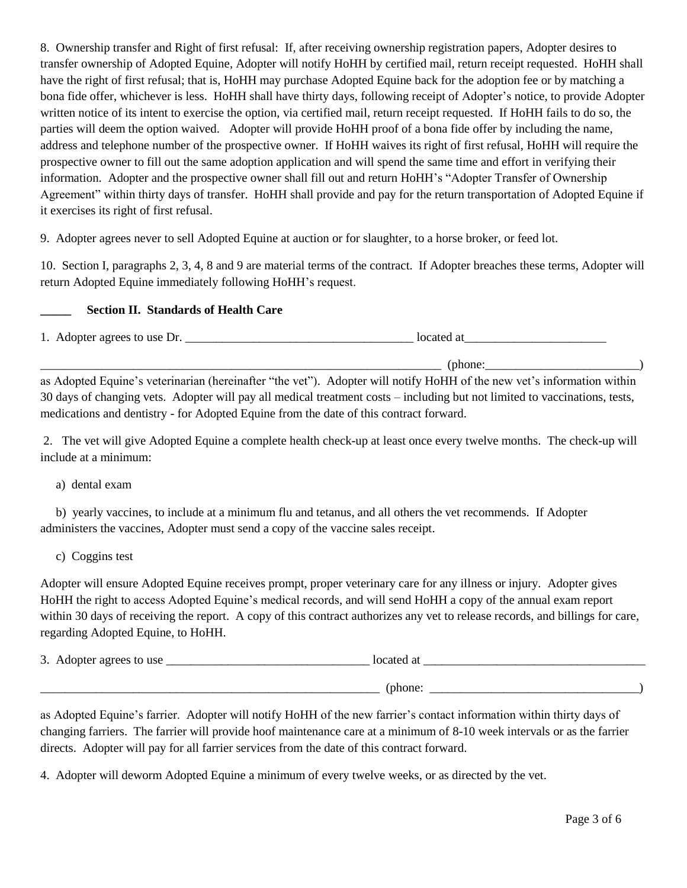8. Ownership transfer and Right of first refusal: If, after receiving ownership registration papers, Adopter desires to transfer ownership of Adopted Equine, Adopter will notify HoHH by certified mail, return receipt requested. HoHH shall have the right of first refusal; that is, HoHH may purchase Adopted Equine back for the adoption fee or by matching a bona fide offer, whichever is less. HoHH shall have thirty days, following receipt of Adopter's notice, to provide Adopter written notice of its intent to exercise the option, via certified mail, return receipt requested. If HoHH fails to do so, the parties will deem the option waived. Adopter will provide HoHH proof of a bona fide offer by including the name, address and telephone number of the prospective owner. If HoHH waives its right of first refusal, HoHH will require the prospective owner to fill out the same adoption application and will spend the same time and effort in verifying their information. Adopter and the prospective owner shall fill out and return HoHH's "Adopter Transfer of Ownership Agreement" within thirty days of transfer. HoHH shall provide and pay for the return transportation of Adopted Equine if it exercises its right of first refusal.

9. Adopter agrees never to sell Adopted Equine at auction or for slaughter, to a horse broker, or feed lot.

10. Section I, paragraphs 2, 3, 4, 8 and 9 are material terms of the contract. If Adopter breaches these terms, Adopter will return Adopted Equine immediately following HoHH's request.

_____ **Section II. Standards of Health Care**

1. Adopter agrees to use Dr. _____________________________________ located at_______________________

_________________________________________________________________ (phone:_________________________)

as Adopted Equine's veterinarian (hereinafter "the vet"). Adopter will notify HoHH of the new vet's information within 30 days of changing vets. Adopter will pay all medical treatment costs – including but not limited to vaccinations, tests, medications and dentistry - for Adopted Equine from the date of this contract forward.

2. The vet will give Adopted Equine a complete health check-up at least once every twelve months. The check-up will include at a minimum:

a) dental exam

b) yearly vaccines, to include at a minimum flu and tetanus, and all others the vet recommends. If Adopter administers the vaccines, Adopter must send a copy of the vaccine sales receipt.

c) Coggins test

Adopter will ensure Adopted Equine receives prompt, proper veterinary care for any illness or injury. Adopter gives HoHH the right to access Adopted Equine's medical records, and will send HoHH a copy of the annual exam report within 30 days of receiving the report. A copy of this contract authorizes any vet to release records, and billings for care, regarding Adopted Equine, to HoHH.

3. Adopter agrees to use _________________________________ located at ____________________________________

________________________________________________________ (phone: __________________________________)

as Adopted Equine's farrier. Adopter will notify HoHH of the new farrier's contact information within thirty days of changing farriers. The farrier will provide hoof maintenance care at a minimum of 8-10 week intervals or as the farrier directs. Adopter will pay for all farrier services from the date of this contract forward.

4. Adopter will deworm Adopted Equine a minimum of every twelve weeks, or as directed by the vet.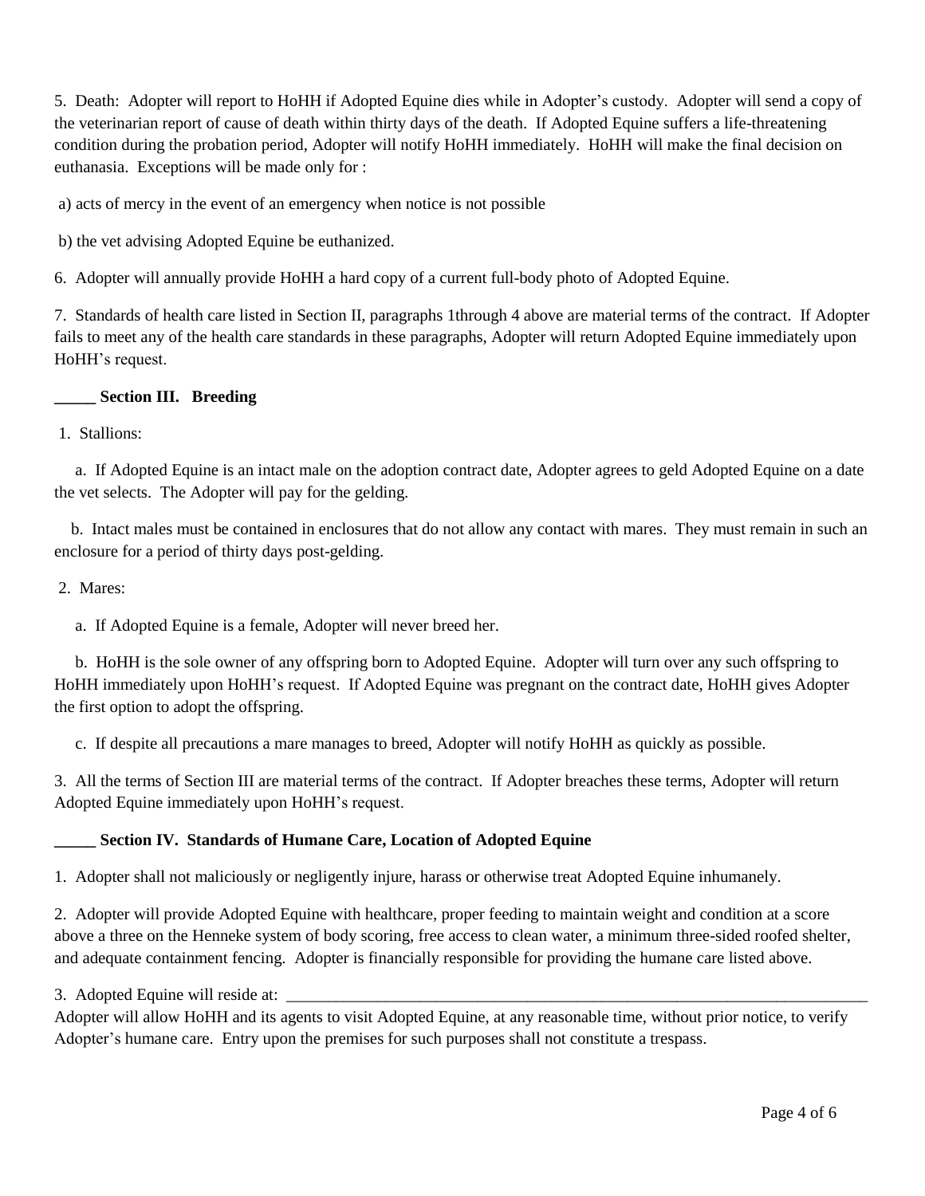5. Death: Adopter will report to HoHH if Adopted Equine dies while in Adopter's custody. Adopter will send a copy of the veterinarian report of cause of death within thirty days of the death. If Adopted Equine suffers a life-threatening condition during the probation period, Adopter will notify HoHH immediately. HoHH will make the final decision on euthanasia. Exceptions will be made only for :

a) acts of mercy in the event of an emergency when notice is not possible

b) the vet advising Adopted Equine be euthanized.

6. Adopter will annually provide HoHH a hard copy of a current full-body photo of Adopted Equine.

7. Standards of health care listed in Section II, paragraphs 1through 4 above are material terms of the contract. If Adopter fails to meet any of the health care standards in these paragraphs, Adopter will return Adopted Equine immediately upon HoHH's request.

**_____ Section III. Breeding**

1. Stallions:

a. If Adopted Equine is an intact male on the adoption contract date, Adopter agrees to geld Adopted Equine on a date the vet selects. The Adopter will pay for the gelding.

b. Intact males must be contained in enclosures that do not allow any contact with mares. They must remain in such an enclosure for a period of thirty days post-gelding.

2. Mares:

a. If Adopted Equine is a female, Adopter will never breed her.

b. HoHH is the sole owner of any offspring born to Adopted Equine. Adopter will turn over any such offspring to HoHH immediately upon HoHH's request. If Adopted Equine was pregnant on the contract date, HoHH gives Adopter the first option to adopt the offspring.

c. If despite all precautions a mare manages to breed, Adopter will notify HoHH as quickly as possible.

3. All the terms of Section III are material terms of the contract. If Adopter breaches these terms, Adopter will return Adopted Equine immediately upon HoHH's request.

**_____ Section IV. Standards of Humane Care, Location of Adopted Equine**

1. Adopter shall not maliciously or negligently injure, harass or otherwise treat Adopted Equine inhumanely.

2. Adopter will provide Adopted Equine with healthcare, proper feeding to maintain weight and condition at a score above a three on the Henneke system of body scoring, free access to clean water, a minimum three-sided roofed shelter, and adequate containment fencing. Adopter is financially responsible for providing the humane care listed above.

3. Adopted Equine will reside at: ______________________________________________________________________
Adopter will allow HoHH and its agents to visit Adopted Equine, at any reasonable time, without prior notice, to verify Adopter's humane care. Entry upon the premises for such purposes shall not constitute a trespass.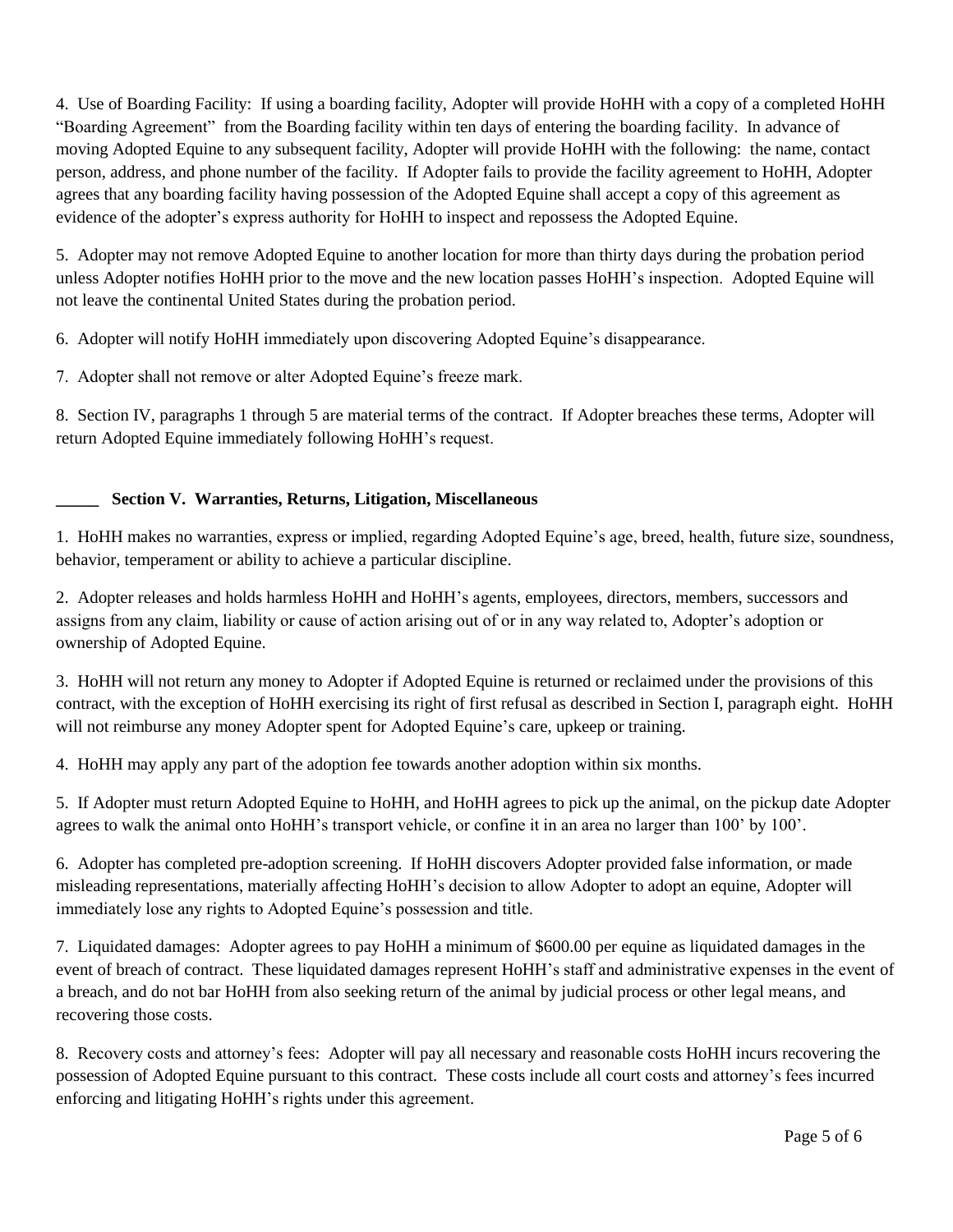4. Use of Boarding Facility: If using a boarding facility, Adopter will provide HoHH with a copy of a completed HoHH "Boarding Agreement" from the Boarding facility within ten days of entering the boarding facility. In advance of moving Adopted Equine to any subsequent facility, Adopter will provide HoHH with the following: the name, contact person, address, and phone number of the facility. If Adopter fails to provide the facility agreement to HoHH, Adopter agrees that any boarding facility having possession of the Adopted Equine shall accept a copy of this agreement as evidence of the adopter's express authority for HoHH to inspect and repossess the Adopted Equine.

5. Adopter may not remove Adopted Equine to another location for more than thirty days during the probation period unless Adopter notifies HoHH prior to the move and the new location passes HoHH's inspection. Adopted Equine will not leave the continental United States during the probation period.

6. Adopter will notify HoHH immediately upon discovering Adopted Equine's disappearance.

7. Adopter shall not remove or alter Adopted Equine's freeze mark.

8. Section IV, paragraphs 1 through 5 are material terms of the contract. If Adopter breaches these terms, Adopter will return Adopted Equine immediately following HoHH's request.

**_____ Section V. Warranties, Returns, Litigation, Miscellaneous**

1. HoHH makes no warranties, express or implied, regarding Adopted Equine's age, breed, health, future size, soundness, behavior, temperament or ability to achieve a particular discipline.

2. Adopter releases and holds harmless HoHH and HoHH's agents, employees, directors, members, successors and assigns from any claim, liability or cause of action arising out of or in any way related to, Adopter's adoption or ownership of Adopted Equine.

3. HoHH will not return any money to Adopter if Adopted Equine is returned or reclaimed under the provisions of this contract, with the exception of HoHH exercising its right of first refusal as described in Section I, paragraph eight. HoHH will not reimburse any money Adopter spent for Adopted Equine's care, upkeep or training.

4. HoHH may apply any part of the adoption fee towards another adoption within six months.

5. If Adopter must return Adopted Equine to HoHH, and HoHH agrees to pick up the animal, on the pickup date Adopter agrees to walk the animal onto HoHH's transport vehicle, or confine it in an area no larger than 100' by 100'.

6. Adopter has completed pre-adoption screening. If HoHH discovers Adopter provided false information, or made misleading representations, materially affecting HoHH's decision to allow Adopter to adopt an equine, Adopter will immediately lose any rights to Adopted Equine's possession and title.

7. Liquidated damages: Adopter agrees to pay HoHH a minimum of $600.00 per equine as liquidated damages in the event of breach of contract. These liquidated damages represent HoHH's staff and administrative expenses in the event of a breach, and do not bar HoHH from also seeking return of the animal by judicial process or other legal means, and recovering those costs.

8. Recovery costs and attorney's fees: Adopter will pay all necessary and reasonable costs HoHH incurs recovering the possession of Adopted Equine pursuant to this contract. These costs include all court costs and attorney's fees incurred enforcing and litigating HoHH's rights under this agreement.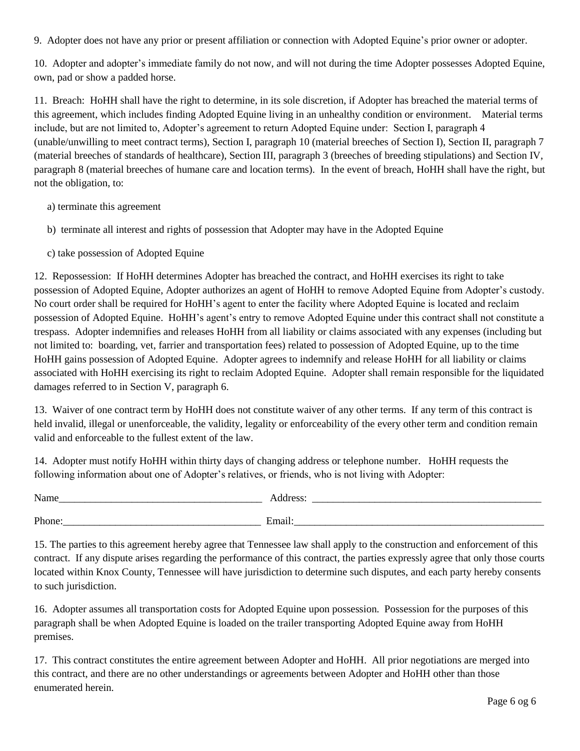9. Adopter does not have any prior or present affiliation or connection with Adopted Equine's prior owner or adopter.

10. Adopter and adopter's immediate family do not now, and will not during the time Adopter possesses Adopted Equine, own, pad or show a padded horse.

11. Breach: HoHH shall have the right to determine, in its sole discretion, if Adopter has breached the material terms of this agreement, which includes finding Adopted Equine living in an unhealthy condition or environment. Material terms include, but are not limited to, Adopter's agreement to return Adopted Equine under: Section I, paragraph 4 (unable/unwilling to meet contract terms), Section I, paragraph 10 (material breeches of Section I), Section II, paragraph 7 (material breeches of standards of healthcare), Section III, paragraph 3 (breeches of breeding stipulations) and Section IV, paragraph 8 (material breeches of humane care and location terms). In the event of breach, HoHH shall have the right, but not the obligation, to:

a) terminate this agreement

b) terminate all interest and rights of possession that Adopter may have in the Adopted Equine

c) take possession of Adopted Equine

12. Repossession: If HoHH determines Adopter has breached the contract, and HoHH exercises its right to take possession of Adopted Equine, Adopter authorizes an agent of HoHH to remove Adopted Equine from Adopter's custody. No court order shall be required for HoHH's agent to enter the facility where Adopted Equine is located and reclaim possession of Adopted Equine. HoHH's agent's entry to remove Adopted Equine under this contract shall not constitute a trespass. Adopter indemnifies and releases HoHH from all liability or claims associated with any expenses (including but not limited to: boarding, vet, farrier and transportation fees) related to possession of Adopted Equine, up to the time HoHH gains possession of Adopted Equine. Adopter agrees to indemnify and release HoHH for all liability or claims associated with HoHH exercising its right to reclaim Adopted Equine. Adopter shall remain responsible for the liquidated damages referred to in Section V, paragraph 6.

13. Waiver of one contract term by HoHH does not constitute waiver of any other terms. If any term of this contract is held invalid, illegal or unenforceable, the validity, legality or enforceability of the every other term and condition remain valid and enforceable to the fullest extent of the law.

14. Adopter must notify HoHH within thirty days of changing address or telephone number. HoHH requests the following information about one of Adopter's relatives, or friends, who is not living with Adopter:

Name________________________________________ Address: _______________________________________________

Phone:_______________________________________ Email:___________________________________________________

15. The parties to this agreement hereby agree that Tennessee law shall apply to the construction and enforcement of this contract. If any dispute arises regarding the performance of this contract, the parties expressly agree that only those courts located within Knox County, Tennessee will have jurisdiction to determine such disputes, and each party hereby consents to such jurisdiction.

16. Adopter assumes all transportation costs for Adopted Equine upon possession. Possession for the purposes of this paragraph shall be when Adopted Equine is loaded on the trailer transporting Adopted Equine away from HoHH premises.

17. This contract constitutes the entire agreement between Adopter and HoHH. All prior negotiations are merged into this contract, and there are no other understandings or agreements between Adopter and HoHH other than those enumerated herein.